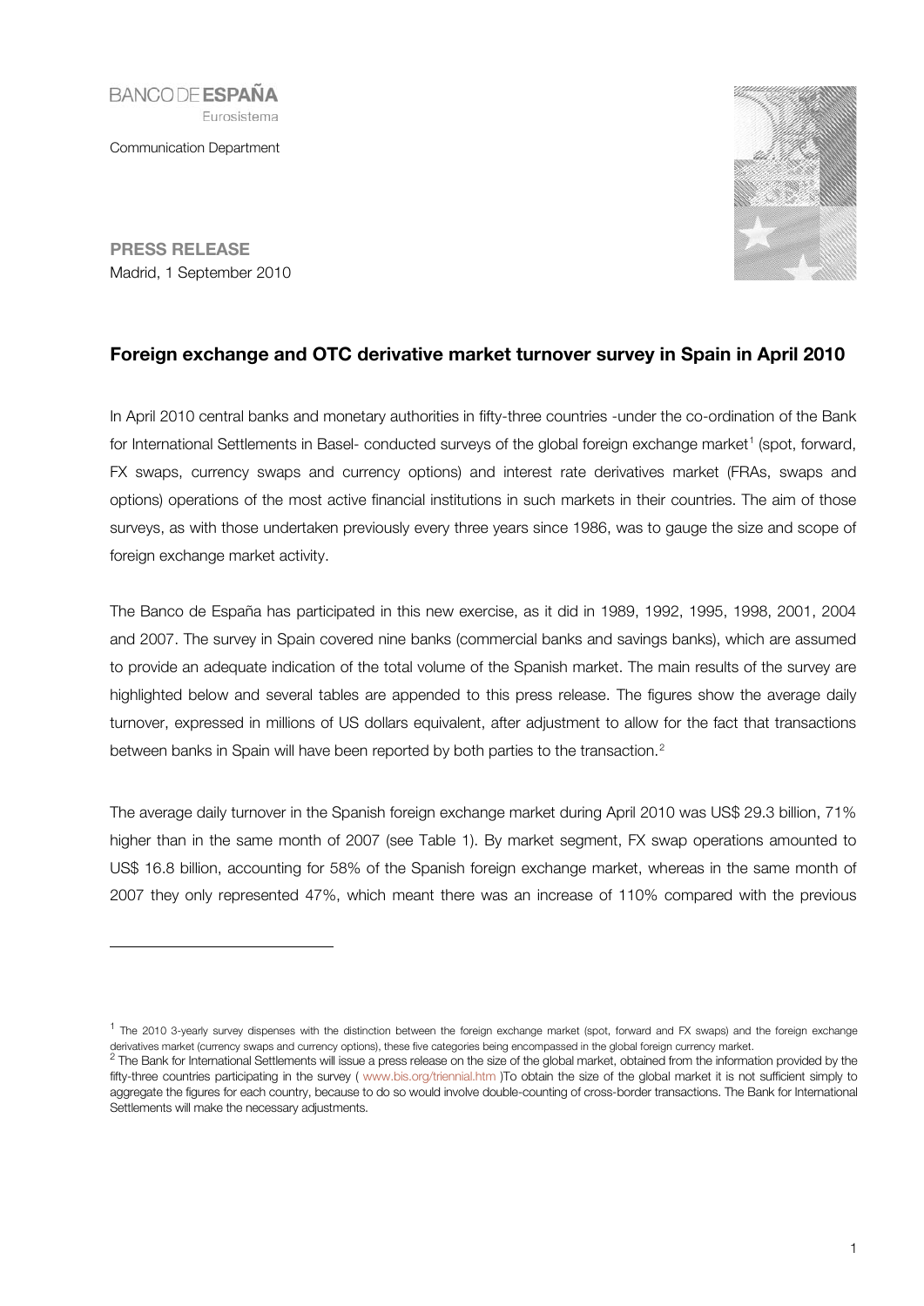BANCO DE ESPAÑA
Eurosistema

Communication Department

**PRESS RELEASE**
Madrid, 1 September 2010

## Foreign exchange and OTC derivative market turnover survey in Spain in April 2010

In April 2010 central banks and monetary authorities in fifty-three countries -under the co-ordination of the Bank for International Settlements in Basel- conducted surveys of the global foreign exchange market[1] (spot, forward, FX swaps, currency swaps and currency options) and interest rate derivatives market (FRAs, swaps and options) operations of the most active financial institutions in such markets in their countries. The aim of those surveys, as with those undertaken previously every three years since 1986, was to gauge the size and scope of foreign exchange market activity.

The Banco de España has participated in this new exercise, as it did in 1989, 1992, 1995, 1998, 2001, 2004 and 2007. The survey in Spain covered nine banks (commercial banks and savings banks), which are assumed to provide an adequate indication of the total volume of the Spanish market. The main results of the survey are highlighted below and several tables are appended to this press release. The figures show the average daily turnover, expressed in millions of US dollars equivalent, after adjustment to allow for the fact that transactions between banks in Spain will have been reported by both parties to the transaction.[2]

The average daily turnover in the Spanish foreign exchange market during April 2010 was US$ 29.3 billion, 71% higher than in the same month of 2007 (see Table 1). By market segment, FX swap operations amounted to US$ 16.8 billion, accounting for 58% of the Spanish foreign exchange market, whereas in the same month of 2007 they only represented 47%, which meant there was an increase of 110% compared with the previous

---

[1] The 2010 3-yearly survey dispenses with the distinction between the foreign exchange market (spot, forward and FX swaps) and the foreign exchange derivatives market (currency swaps and currency options), these five categories being encompassed in the global foreign currency market.

[2] The Bank for International Settlements will issue a press release on the size of the global market, obtained from the information provided by the fifty-three countries participating in the survey ( www.bis.org/triennial.htm )To obtain the size of the global market it is not sufficient simply to aggregate the figures for each country, because to do so would involve double-counting of cross-border transactions. The Bank for International Settlements will make the necessary adjustments.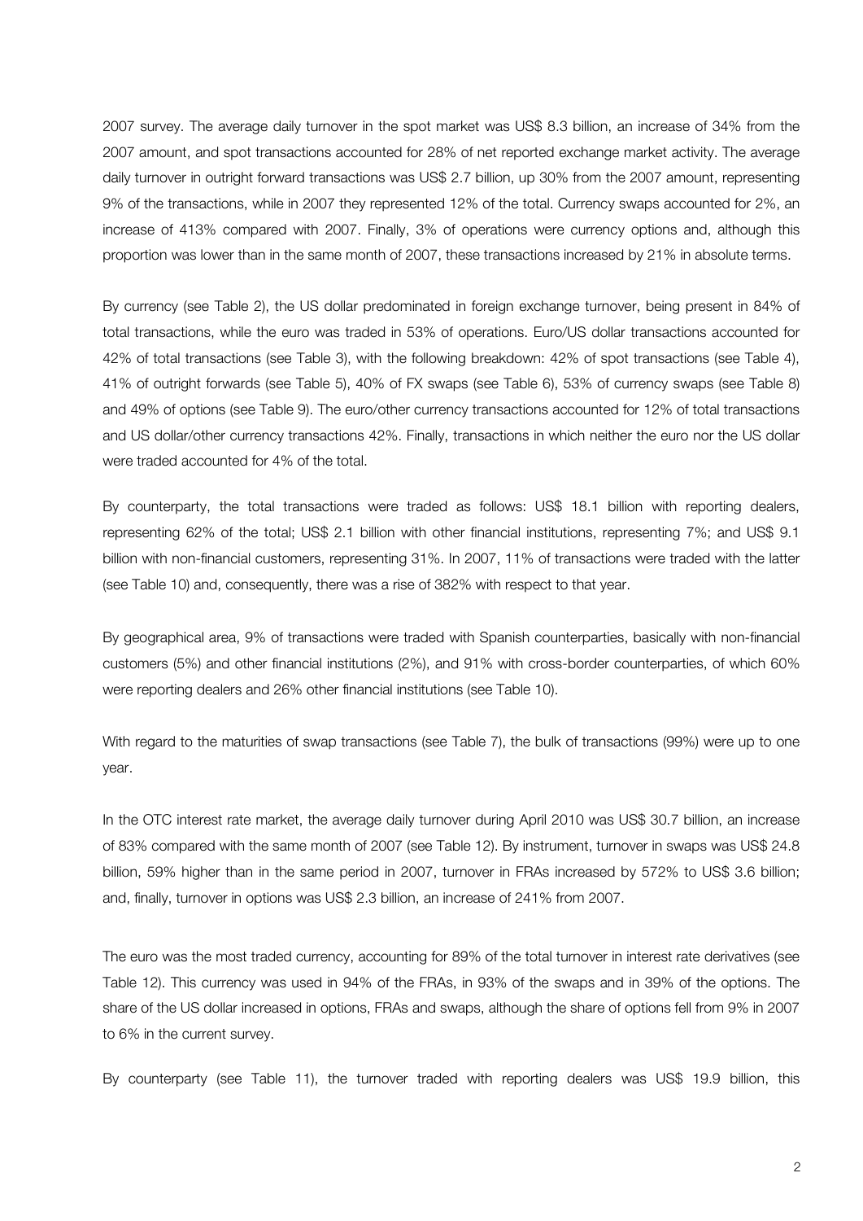2007 survey. The average daily turnover in the spot market was US$ 8.3 billion, an increase of 34% from the 2007 amount, and spot transactions accounted for 28% of net reported exchange market activity. The average daily turnover in outright forward transactions was US$ 2.7 billion, up 30% from the 2007 amount, representing 9% of the transactions, while in 2007 they represented 12% of the total. Currency swaps accounted for 2%, an increase of 413% compared with 2007. Finally, 3% of operations were currency options and, although this proportion was lower than in the same month of 2007, these transactions increased by 21% in absolute terms.

By currency (see Table 2), the US dollar predominated in foreign exchange turnover, being present in 84% of total transactions, while the euro was traded in 53% of operations. Euro/US dollar transactions accounted for 42% of total transactions (see Table 3), with the following breakdown: 42% of spot transactions (see Table 4), 41% of outright forwards (see Table 5), 40% of FX swaps (see Table 6), 53% of currency swaps (see Table 8) and 49% of options (see Table 9). The euro/other currency transactions accounted for 12% of total transactions and US dollar/other currency transactions 42%. Finally, transactions in which neither the euro nor the US dollar were traded accounted for 4% of the total.

By counterparty, the total transactions were traded as follows: US$ 18.1 billion with reporting dealers, representing 62% of the total; US$ 2.1 billion with other financial institutions, representing 7%; and US$ 9.1 billion with non-financial customers, representing 31%. In 2007, 11% of transactions were traded with the latter (see Table 10) and, consequently, there was a rise of 382% with respect to that year.

By geographical area, 9% of transactions were traded with Spanish counterparties, basically with non-financial customers (5%) and other financial institutions (2%), and 91% with cross-border counterparties, of which 60% were reporting dealers and 26% other financial institutions (see Table 10).

With regard to the maturities of swap transactions (see Table 7), the bulk of transactions (99%) were up to one year.

In the OTC interest rate market, the average daily turnover during April 2010 was US$ 30.7 billion, an increase of 83% compared with the same month of 2007 (see Table 12). By instrument, turnover in swaps was US$ 24.8 billion, 59% higher than in the same period in 2007, turnover in FRAs increased by 572% to US$ 3.6 billion; and, finally, turnover in options was US$ 2.3 billion, an increase of 241% from 2007.

The euro was the most traded currency, accounting for 89% of the total turnover in interest rate derivatives (see Table 12). This currency was used in 94% of the FRAs, in 93% of the swaps and in 39% of the options. The share of the US dollar increased in options, FRAs and swaps, although the share of options fell from 9% in 2007 to 6% in the current survey.

By counterparty (see Table 11), the turnover traded with reporting dealers was US$ 19.9 billion, this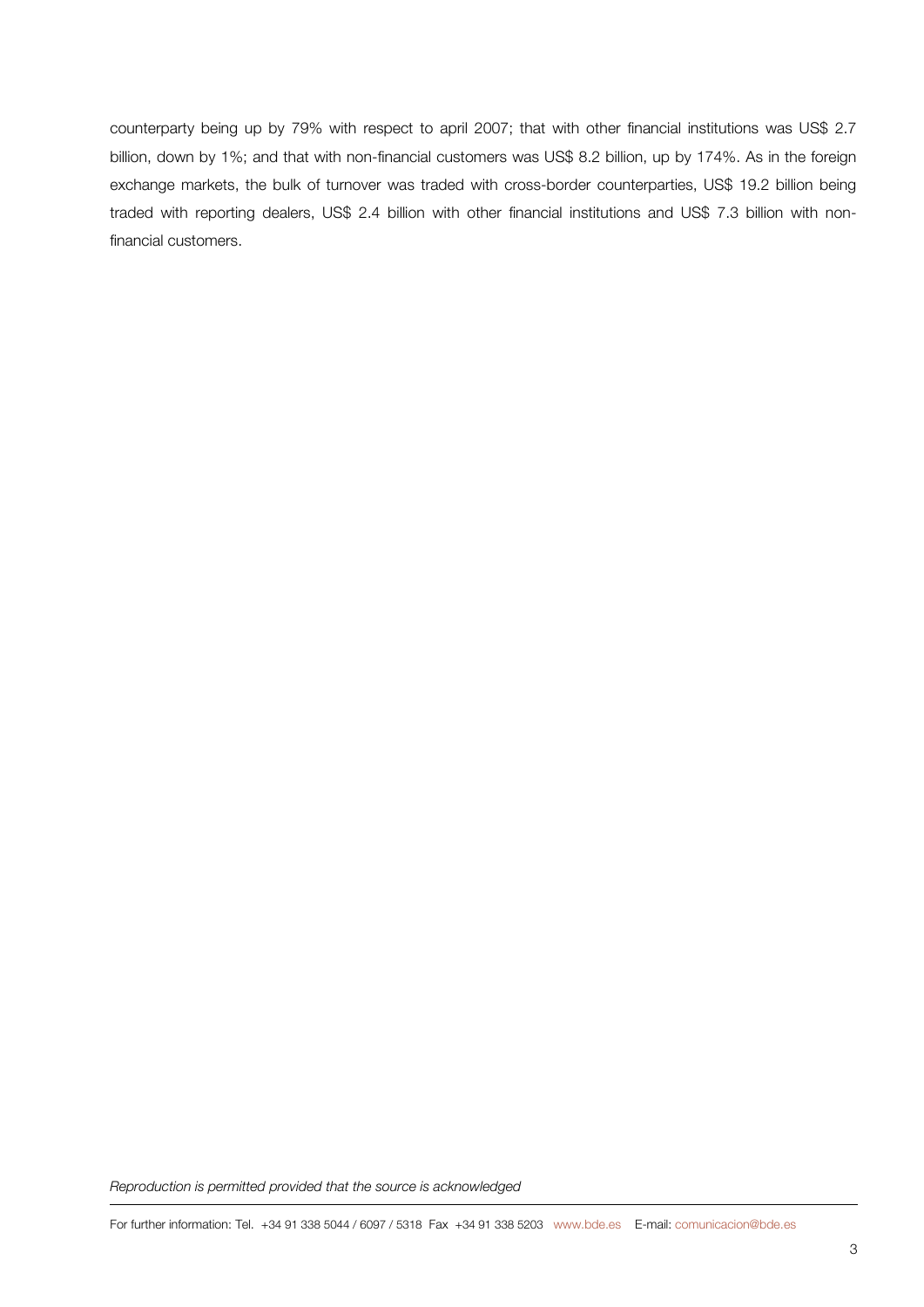counterparty being up by 79% with respect to april 2007; that with other financial institutions was US$ 2.7 billion, down by 1%; and that with non-financial customers was US$ 8.2 billion, up by 174%. As in the foreign exchange markets, the bulk of turnover was traded with cross-border counterparties, US$ 19.2 billion being traded with reporting dealers, US$ 2.4 billion with other financial institutions and US$ 7.3 billion with non-financial customers.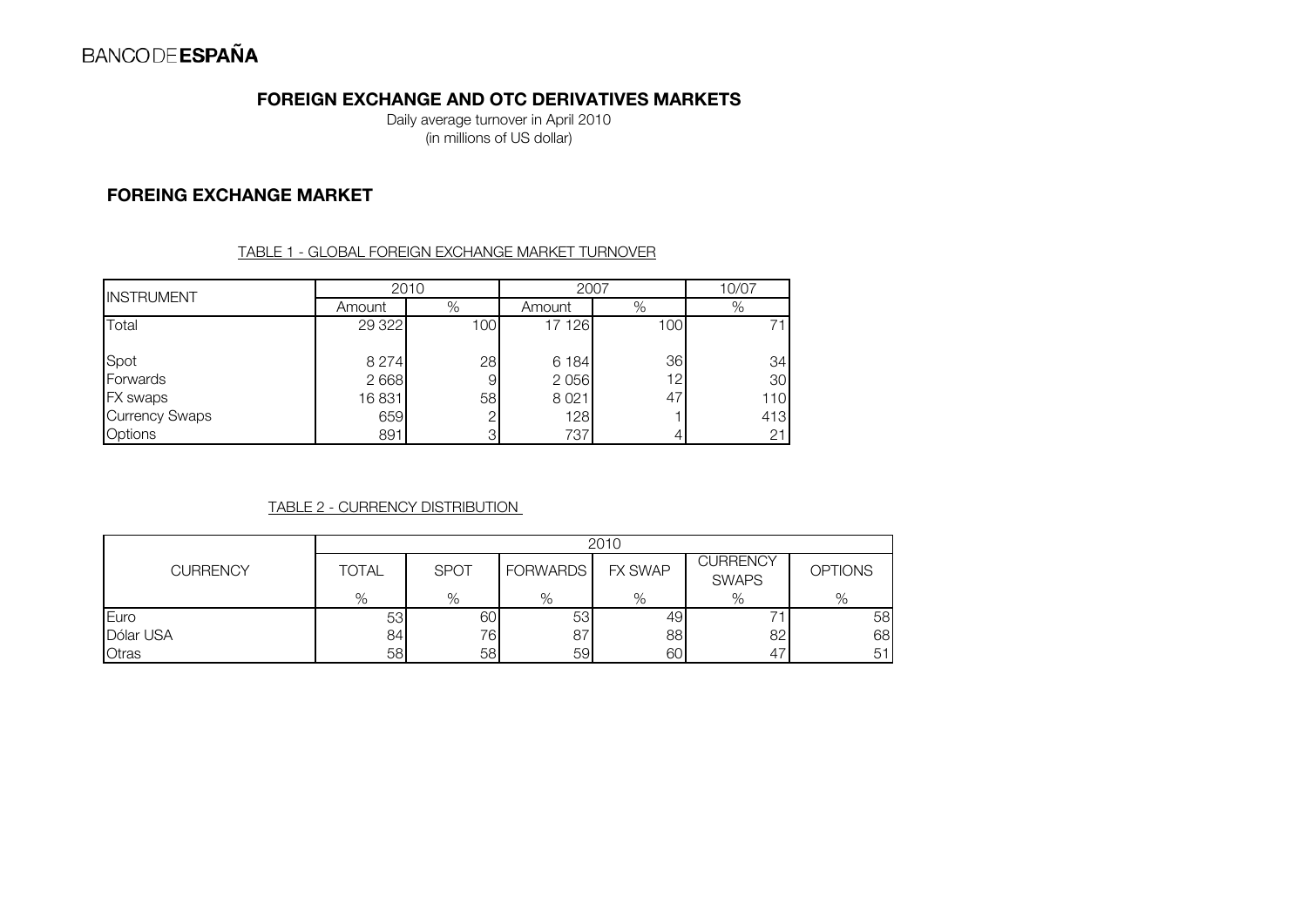BANCO DE **ESPAÑA**

## FOREIGN EXCHANGE AND OTC DERIVATIVES MARKETS

Daily average turnover in April 2010
(in millions of US dollar)

## FOREING EXCHANGE MARKET

TABLE 1 - GLOBAL FOREIGN EXCHANGE MARKET TURNOVER

| INSTRUMENT | 2010 | | 2007 | | 10/07 |
|---|---|---|---|---|---|
| | Amount | % | Amount | % | % |
| Total | 29 322 | 100 | 17 126 | 100 | 71 |
| Spot | 8 274 | 28 | 6 184 | 36 | 34 |
| Forwards | 2 668 | 9 | 2 056 | 12 | 30 |
| FX swaps | 16 831 | 58 | 8 021 | 47 | 110 |
| Currency Swaps | 659 | 2 | 128 | 1 | 413 |
| Options | 891 | 3 | 737 | 4 | 21 |

TABLE 2 - CURRENCY DISTRIBUTION

| CURRENCY | 2010 | | | | | |
|---|---|---|---|---|---|---|
| | TOTAL | SPOT | FORWARDS | FX SWAP | CURRENCY SWAPS | OPTIONS |
| | % | % | % | % | % | % |
| Euro | 53 | 60 | 53 | 49 | 71 | 58 |
| Dólar USA | 84 | 76 | 87 | 88 | 82 | 68 |
| Otras | 58 | 58 | 59 | 60 | 47 | 51 |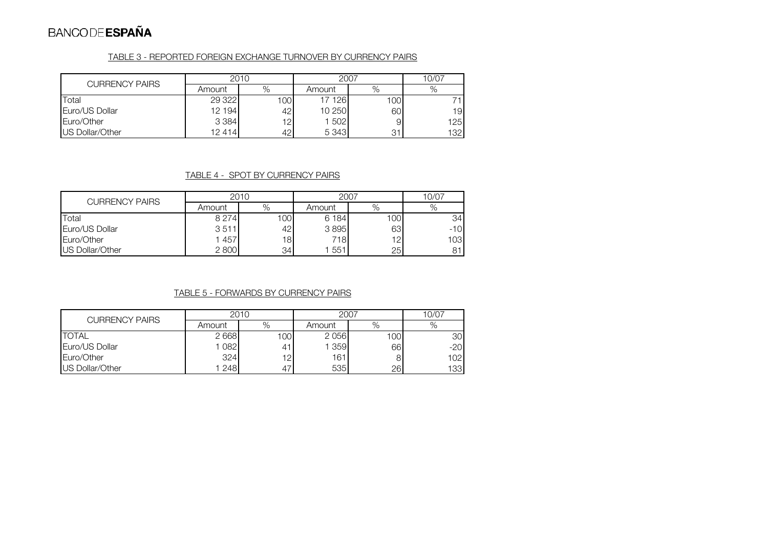BANCO DE **ESPAÑA**

TABLE 3 - REPORTED FOREIGN EXCHANGE TURNOVER BY CURRENCY PAIRS

| CURRENCY PAIRS | 2010 | | 2007 | | 10/07 |
|---|---|---|---|---|---|
| | Amount | % | Amount | % | % |
| Total | 29 322 | 100 | 17 126 | 100 | 71 |
| Euro/US Dollar | 12 194 | 42 | 10 250 | 60 | 19 |
| Euro/Other | 3 384 | 12 | 1 502 | 9 | 125 |
| US Dollar/Other | 12 414 | 42 | 5 343 | 31 | 132 |

TABLE 4 - SPOT BY CURRENCY PAIRS

| CURRENCY PAIRS | 2010 | | 2007 | | 10/07 |
|---|---|---|---|---|---|
| | Amount | % | Amount | % | % |
| Total | 8 274 | 100 | 6 184 | 100 | 34 |
| Euro/US Dollar | 3 511 | 42 | 3 895 | 63 | -10 |
| Euro/Other | 1 457 | 18 | 718 | 12 | 103 |
| US Dollar/Other | 2 800 | 34 | 1 551 | 25 | 81 |

TABLE 5 - FORWARDS BY CURRENCY PAIRS

| CURRENCY PAIRS | 2010 | | 2007 | | 10/07 |
|---|---|---|---|---|---|
| | Amount | % | Amount | % | % |
| TOTAL | 2 668 | 100 | 2 056 | 100 | 30 |
| Euro/US Dollar | 1 082 | 41 | 1 359 | 66 | -20 |
| Euro/Other | 324 | 12 | 161 | 8 | 102 |
| US Dollar/Other | 1 248 | 47 | 535 | 26 | 133 |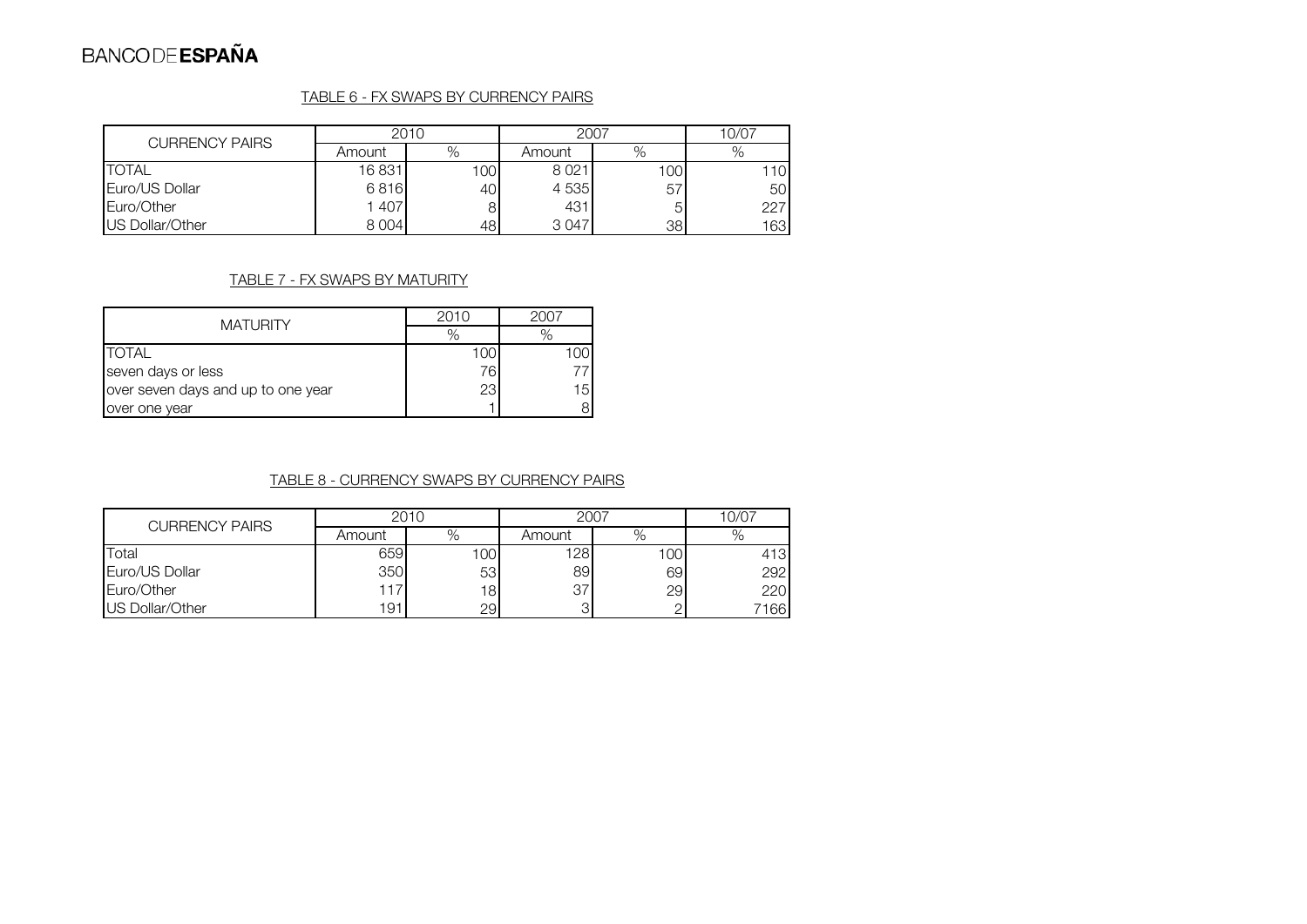BANCO DE **ESPAÑA**

## TABLE 6 - FX SWAPS BY CURRENCY PAIRS

| CURRENCY PAIRS | 2010 | | 2007 | | 10/07 |
|---|---|---|---|---|---|
| | Amount | % | Amount | % | % |
| TOTAL | 16 831 | 100 | 8 021 | 100 | 110 |
| Euro/US Dollar | 6 816 | 40 | 4 535 | 57 | 50 |
| Euro/Other | 1 407 | 8 | 431 | 5 | 227 |
| US Dollar/Other | 8 004 | 48 | 3 047 | 38 | 163 |

## TABLE 7 - FX SWAPS BY MATURITY

| MATURITY | 2010 | 2007 |
|---|---|---|
| | % | % |
| TOTAL | 100 | 100 |
| seven days or less | 76 | 77 |
| over seven days and up to one year | 23 | 15 |
| over one year | 1 | 8 |

## TABLE 8 - CURRENCY SWAPS BY CURRENCY PAIRS

| CURRENCY PAIRS | 2010 | | 2007 | | 10/07 |
|---|---|---|---|---|---|
| | Amount | % | Amount | % | % |
| Total | 659 | 100 | 128 | 100 | 413 |
| Euro/US Dollar | 350 | 53 | 89 | 69 | 292 |
| Euro/Other | 117 | 18 | 37 | 29 | 220 |
| US Dollar/Other | 191 | 29 | 3 | 2 | 7166 |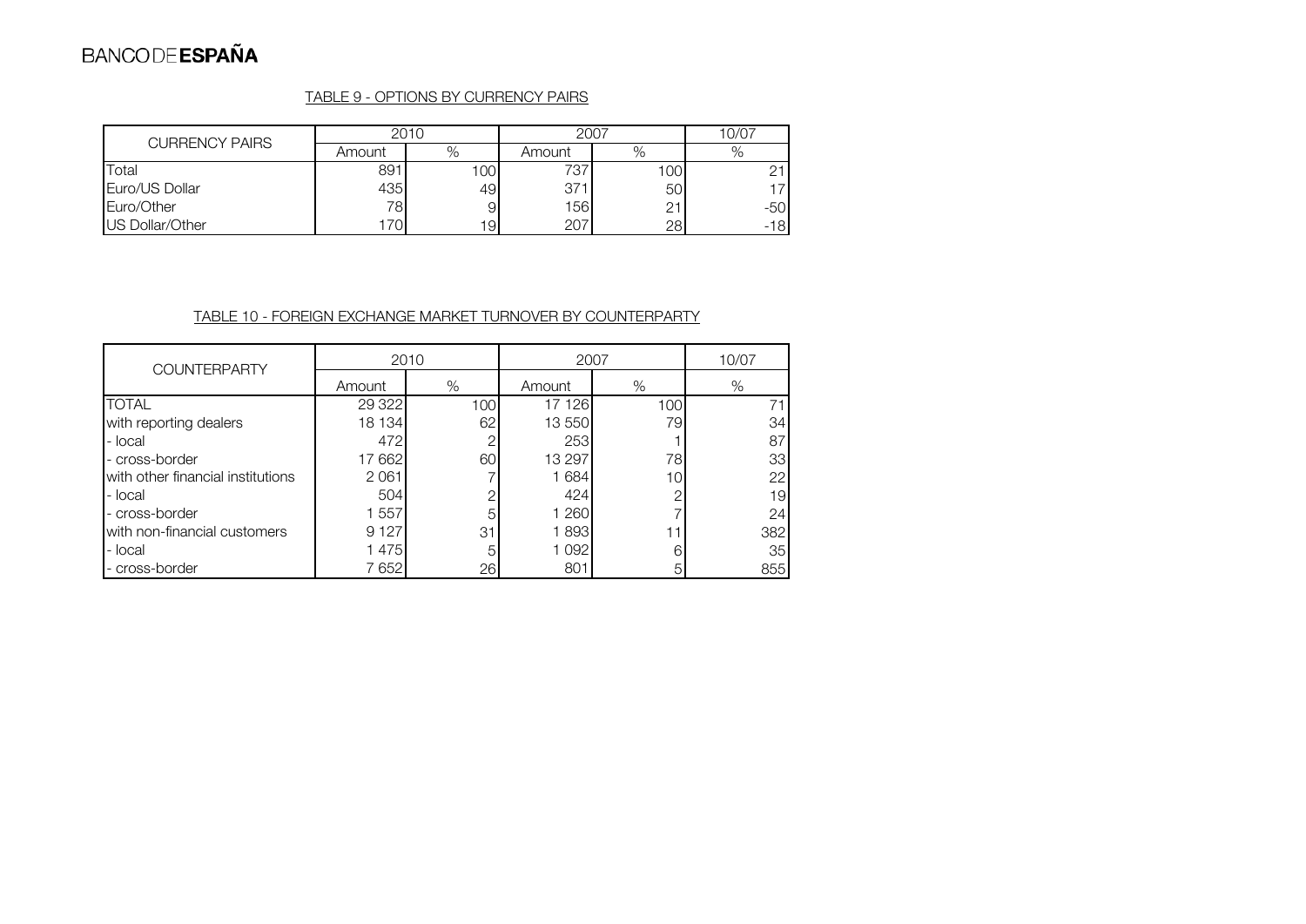TABLE 9 - OPTIONS BY CURRENCY PAIRS

| CURRENCY PAIRS | 2010 | | 2007 | | 10/07 |
|---|---|---|---|---|---|
| | Amount | % | Amount | % | % |
| Total | 891 | 100 | 737 | 100 | 21 |
| Euro/US Dollar | 435 | 49 | 371 | 50 | 17 |
| Euro/Other | 78 | 9 | 156 | 21 | -50 |
| US Dollar/Other | 170 | 19 | 207 | 28 | -18 |

TABLE 10 - FOREIGN EXCHANGE MARKET TURNOVER BY COUNTERPARTY

| COUNTERPARTY | 2010 | | 2007 | | 10/07 |
|---|---|---|---|---|---|
| | Amount | % | Amount | % | % |
| TOTAL | 29 322 | 100 | 17 126 | 100 | 71 |
| with reporting dealers | 18 134 | 62 | 13 550 | 79 | 34 |
| - local | 472 | 2 | 253 | 1 | 87 |
| - cross-border | 17 662 | 60 | 13 297 | 78 | 33 |
| with other financial institutions | 2 061 | 7 | 1 684 | 10 | 22 |
| - local | 504 | 2 | 424 | 2 | 19 |
| - cross-border | 1 557 | 5 | 1 260 | 7 | 24 |
| with non-financial customers | 9 127 | 31 | 1 893 | 11 | 382 |
| - local | 1 475 | 5 | 1 092 | 6 | 35 |
| - cross-border | 7 652 | 26 | 801 | 5 | 855 |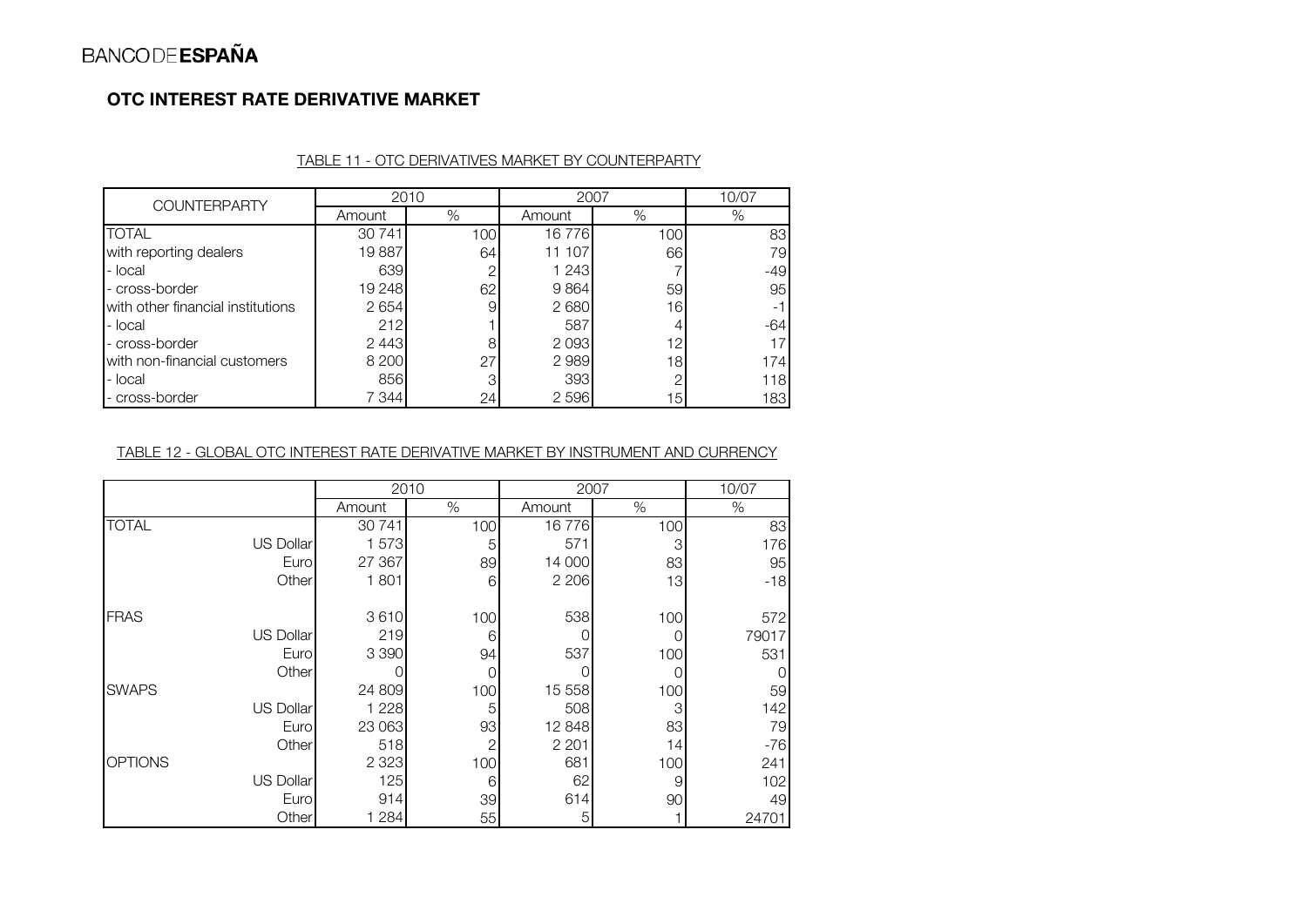BANCO DE **ESPAÑA**

## OTC INTEREST RATE DERIVATIVE MARKET

TABLE 11 - OTC DERIVATIVES MARKET BY COUNTERPARTY

| COUNTERPARTY | 2010 | | 2007 | | 10/07 |
|---|---|---|---|---|---|
| | Amount | % | Amount | % | % |
| TOTAL | 30 741 | 100 | 16 776 | 100 | 83 |
| with reporting dealers | 19 887 | 64 | 11 107 | 66 | 79 |
| - local | 639 | 2 | 1 243 | 7 | -49 |
| - cross-border | 19 248 | 62 | 9 864 | 59 | 95 |
| with other financial institutions | 2 654 | 9 | 2 680 | 16 | -1 |
| - local | 212 | 1 | 587 | 4 | -64 |
| - cross-border | 2 443 | 8 | 2 093 | 12 | 17 |
| with non-financial customers | 8 200 | 27 | 2 989 | 18 | 174 |
| - local | 856 | 3 | 393 | 2 | 118 |
| - cross-border | 7 344 | 24 | 2 596 | 15 | 183 |

TABLE 12 - GLOBAL OTC INTEREST RATE DERIVATIVE MARKET BY INSTRUMENT AND CURRENCY

| | | 2010 | | 2007 | | 10/07 |
|---|---|---|---|---|---|---|
| | | Amount | % | Amount | % | % |
| TOTAL | | 30 741 | 100 | 16 776 | 100 | 83 |
| | US Dollar | 1 573 | 5 | 571 | 3 | 176 |
| | Euro | 27 367 | 89 | 14 000 | 83 | 95 |
| | Other | 1 801 | 6 | 2 206 | 13 | -18 |
| FRAS | | 3 610 | 100 | 538 | 100 | 572 |
| | US Dollar | 219 | 6 | 0 | 0 | 79017 |
| | Euro | 3 390 | 94 | 537 | 100 | 531 |
| | Other | 0 | 0 | 0 | 0 | 0 |
| SWAPS | | 24 809 | 100 | 15 558 | 100 | 59 |
| | US Dollar | 1 228 | 5 | 508 | 3 | 142 |
| | Euro | 23 063 | 93 | 12 848 | 83 | 79 |
| | Other | 518 | 2 | 2 201 | 14 | -76 |
| OPTIONS | | 2 323 | 100 | 681 | 100 | 241 |
| | US Dollar | 125 | 6 | 62 | 9 | 102 |
| | Euro | 914 | 39 | 614 | 90 | 49 |
| | Other | 1 284 | 55 | 5 | 1 | 24701 |